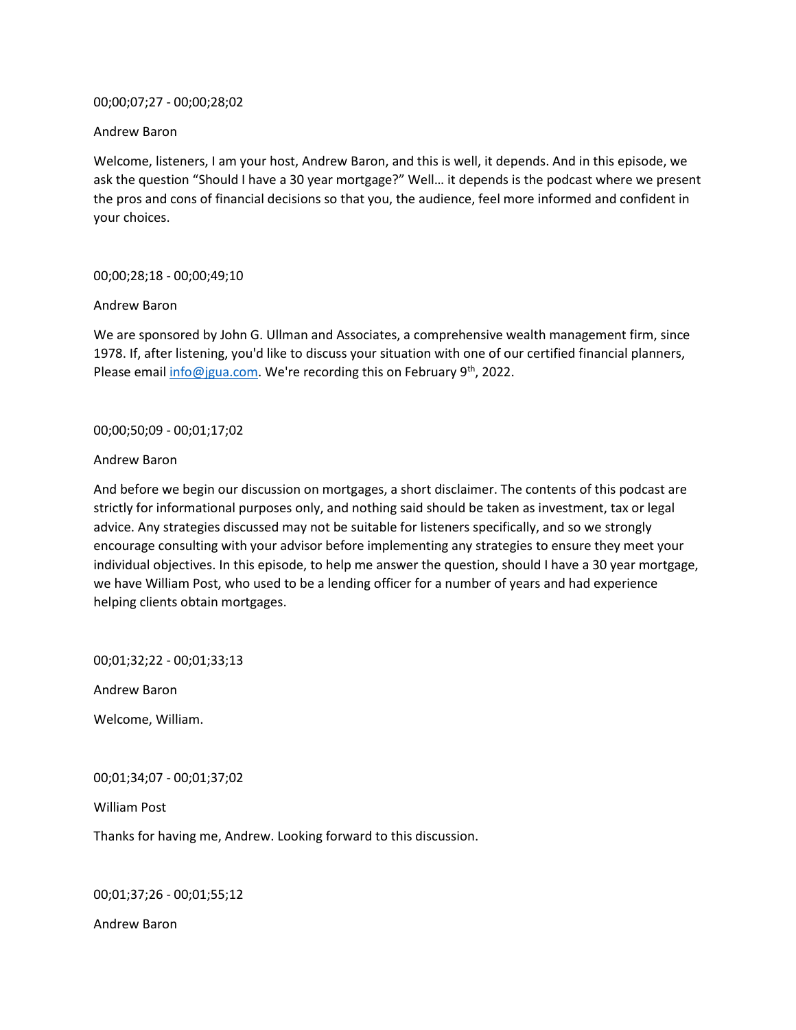00;00;07;27 - 00;00;28;02

Andrew Baron

Welcome, listeners, I am your host, Andrew Baron, and this is well, it depends. And in this episode, we ask the question "Should I have a 30 year mortgage?" Well… it depends is the podcast where we present the pros and cons of financial decisions so that you, the audience, feel more informed and confident in your choices.

00;00;28;18 - 00;00;49;10

Andrew Baron

We are sponsored by John G. Ullman and Associates, a comprehensive wealth management firm, since 1978. If, after listening, you'd like to discuss your situation with one of our certified financial planners, Please email [info@jgua.com](mailto:info@jgua.com). We're recording this on February 9th, 2022.

00;00;50;09 - 00;01;17;02

Andrew Baron

And before we begin our discussion on mortgages, a short disclaimer. The contents of this podcast are strictly for informational purposes only, and nothing said should be taken as investment, tax or legal advice. Any strategies discussed may not be suitable for listeners specifically, and so we strongly encourage consulting with your advisor before implementing any strategies to ensure they meet your individual objectives. In this episode, to help me answer the question, should I have a 30 year mortgage, we have William Post, who used to be a lending officer for a number of years and had experience helping clients obtain mortgages.

00;01;32;22 - 00;01;33;13

Andrew Baron

Welcome, William.

00;01;34;07 - 00;01;37;02

William Post

Thanks for having me, Andrew. Looking forward to this discussion.

00;01;37;26 - 00;01;55;12

Andrew Baron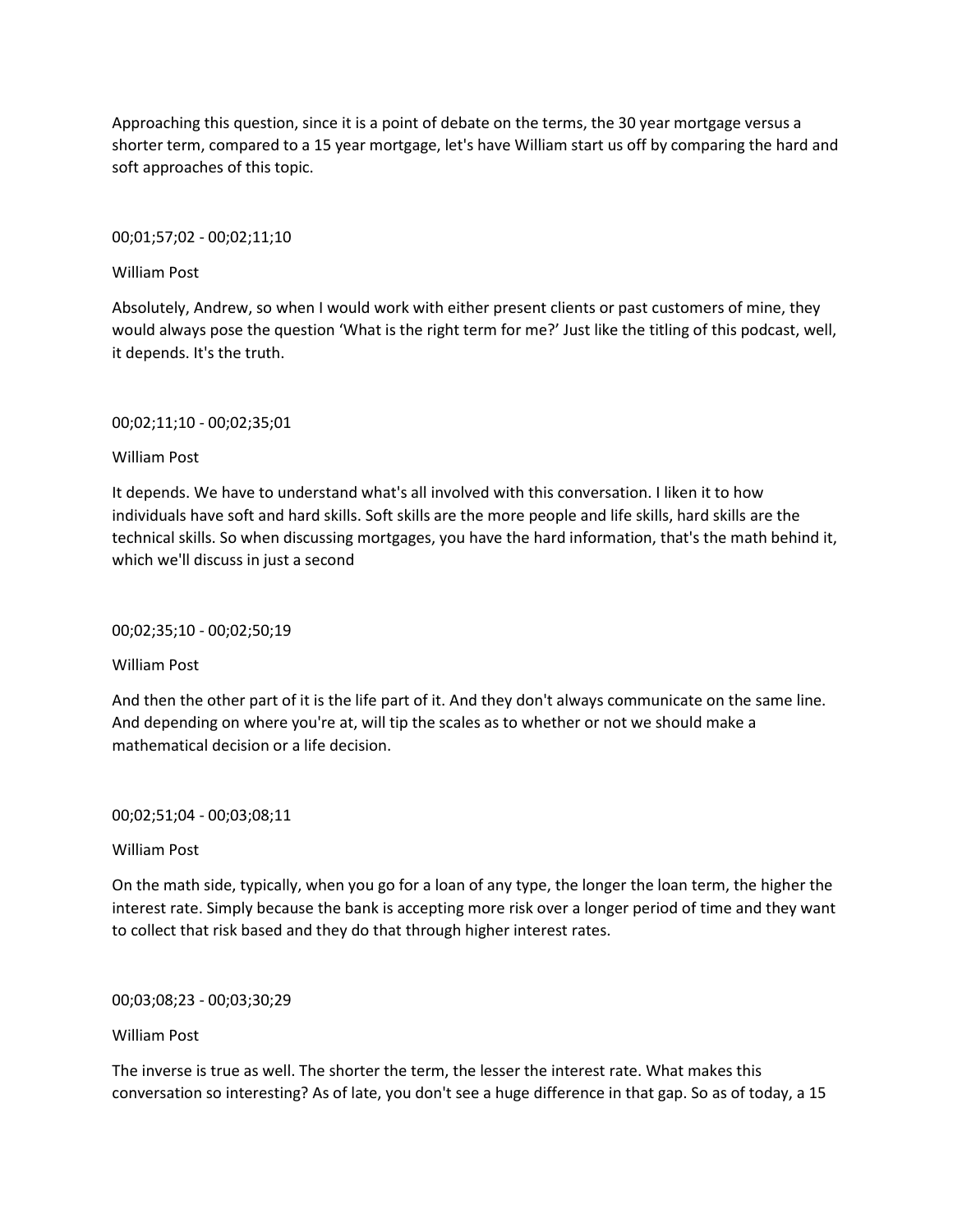Approaching this question, since it is a point of debate on the terms, the 30 year mortgage versus a shorter term, compared to a 15 year mortgage, let's have William start us off by comparing the hard and soft approaches of this topic.

00;01;57;02 - 00;02;11;10

William Post

Absolutely, Andrew, so when I would work with either present clients or past customers of mine, they would always pose the question 'What is the right term for me?' Just like the titling of this podcast, well, it depends. It's the truth.

00;02;11;10 - 00;02;35;01

William Post

It depends. We have to understand what's all involved with this conversation. I liken it to how individuals have soft and hard skills. Soft skills are the more people and life skills, hard skills are the technical skills. So when discussing mortgages, you have the hard information, that's the math behind it, which we'll discuss in just a second

00;02;35;10 - 00;02;50;19

William Post

And then the other part of it is the life part of it. And they don't always communicate on the same line. And depending on where you're at, will tip the scales as to whether or not we should make a mathematical decision or a life decision.

00;02;51;04 - 00;03;08;11

William Post

On the math side, typically, when you go for a loan of any type, the longer the loan term, the higher the interest rate. Simply because the bank is accepting more risk over a longer period of time and they want to collect that risk based and they do that through higher interest rates.

00;03;08;23 - 00;03;30;29

William Post

The inverse is true as well. The shorter the term, the lesser the interest rate. What makes this conversation so interesting? As of late, you don't see a huge difference in that gap. So as of today, a 15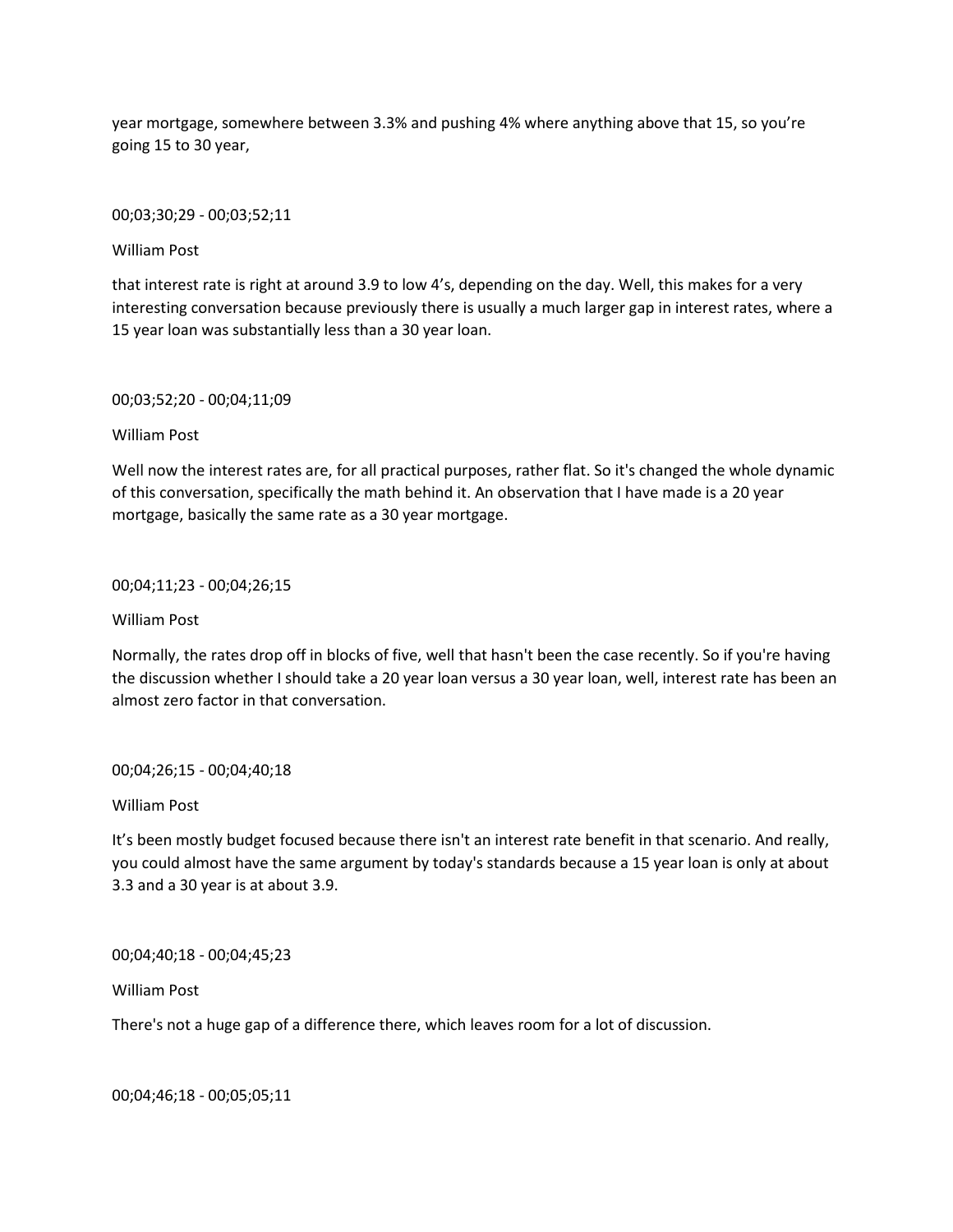year mortgage, somewhere between 3.3% and pushing 4% where anything above that 15, so you're going 15 to 30 year,

00;03;30;29 - 00;03;52;11

William Post

that interest rate is right at around 3.9 to low 4's, depending on the day. Well, this makes for a very interesting conversation because previously there is usually a much larger gap in interest rates, where a 15 year loan was substantially less than a 30 year loan.

00;03;52;20 - 00;04;11;09

William Post

Well now the interest rates are, for all practical purposes, rather flat. So it's changed the whole dynamic of this conversation, specifically the math behind it. An observation that I have made is a 20 year mortgage, basically the same rate as a 30 year mortgage.

00;04;11;23 - 00;04;26;15

William Post

Normally, the rates drop off in blocks of five, well that hasn't been the case recently. So if you're having the discussion whether I should take a 20 year loan versus a 30 year loan, well, interest rate has been an almost zero factor in that conversation.

00;04;26;15 - 00;04;40;18

William Post

It's been mostly budget focused because there isn't an interest rate benefit in that scenario. And really, you could almost have the same argument by today's standards because a 15 year loan is only at about 3.3 and a 30 year is at about 3.9.

00;04;40;18 - 00;04;45;23

William Post

There's not a huge gap of a difference there, which leaves room for a lot of discussion.

00;04;46;18 - 00;05;05;11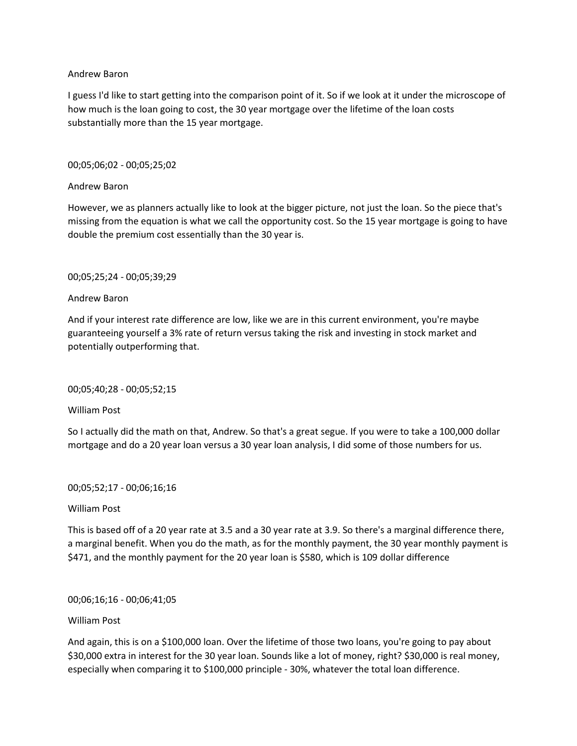Andrew Baron

I guess I'd like to start getting into the comparison point of it. So if we look at it under the microscope of how much is the loan going to cost, the 30 year mortgage over the lifetime of the loan costs substantially more than the 15 year mortgage.

00;05;06;02 - 00;05;25;02

Andrew Baron

However, we as planners actually like to look at the bigger picture, not just the loan. So the piece that's missing from the equation is what we call the opportunity cost. So the 15 year mortgage is going to have double the premium cost essentially than the 30 year is.

00;05;25;24 - 00;05;39;29

Andrew Baron

And if your interest rate difference are low, like we are in this current environment, you're maybe guaranteeing yourself a 3% rate of return versus taking the risk and investing in stock market and potentially outperforming that.

00;05;40;28 - 00;05;52;15

William Post

So I actually did the math on that, Andrew. So that's a great segue. If you were to take a 100,000 dollar mortgage and do a 20 year loan versus a 30 year loan analysis, I did some of those numbers for us.

00;05;52;17 - 00;06;16;16

William Post

This is based off of a 20 year rate at 3.5 and a 30 year rate at 3.9. So there's a marginal difference there, a marginal benefit. When you do the math, as for the monthly payment, the 30 year monthly payment is $471, and the monthly payment for the 20 year loan is $580, which is 109 dollar difference

00;06;16;16 - 00;06;41;05

William Post

And again, this is on a $100,000 loan. Over the lifetime of those two loans, you're going to pay about $30,000 extra in interest for the 30 year loan. Sounds like a lot of money, right? $30,000 is real money, especially when comparing it to $100,000 principle - 30%, whatever the total loan difference.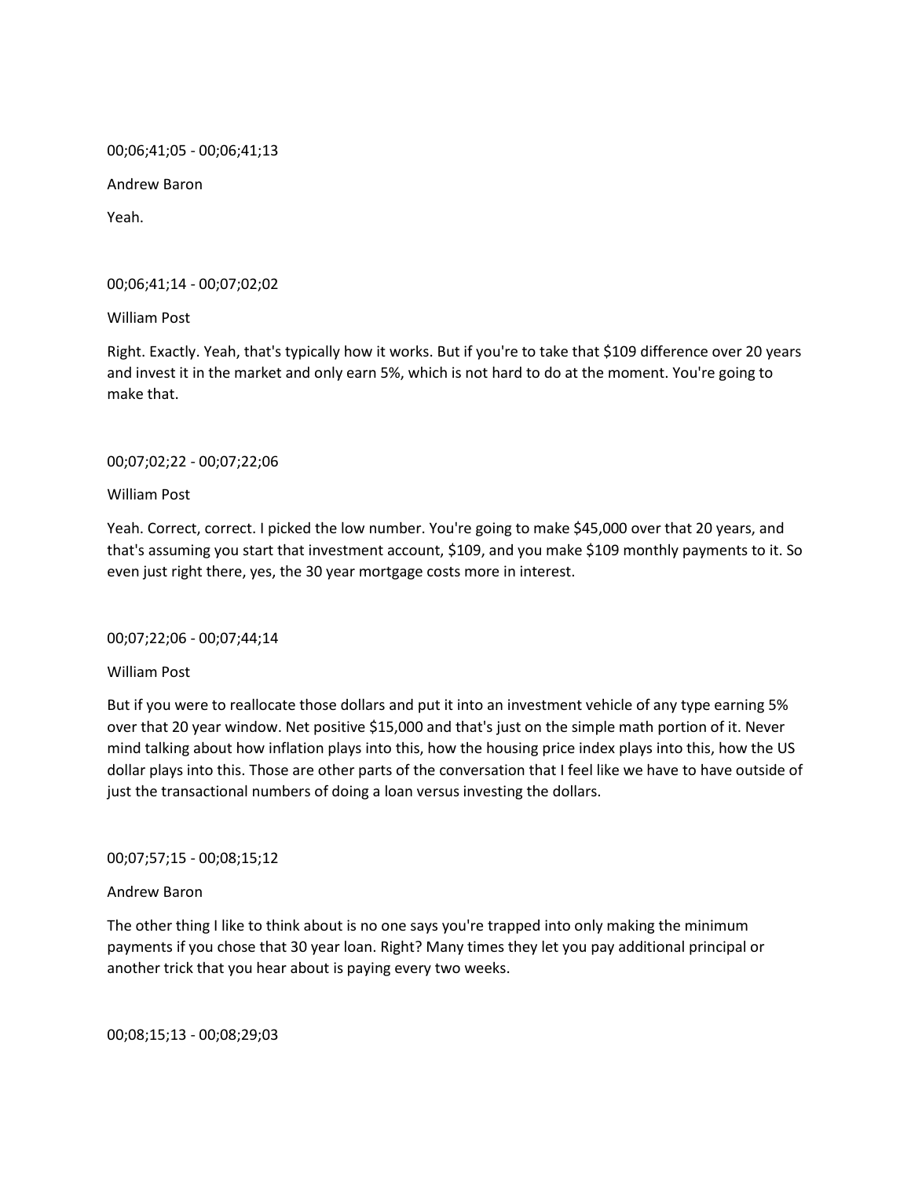00;06;41;05 - 00;06;41;13

Andrew Baron

Yeah.

00;06;41;14 - 00;07;02;02

William Post

Right. Exactly. Yeah, that's typically how it works. But if you're to take that $109 difference over 20 years and invest it in the market and only earn 5%, which is not hard to do at the moment. You're going to make that.

00;07;02;22 - 00;07;22;06

William Post

Yeah. Correct, correct. I picked the low number. You're going to make $45,000 over that 20 years, and that's assuming you start that investment account, $109, and you make $109 monthly payments to it. So even just right there, yes, the 30 year mortgage costs more in interest.

00;07;22;06 - 00;07;44;14

William Post

But if you were to reallocate those dollars and put it into an investment vehicle of any type earning 5% over that 20 year window. Net positive $15,000 and that's just on the simple math portion of it. Never mind talking about how inflation plays into this, how the housing price index plays into this, how the US dollar plays into this. Those are other parts of the conversation that I feel like we have to have outside of just the transactional numbers of doing a loan versus investing the dollars.

00;07;57;15 - 00;08;15;12

Andrew Baron

The other thing I like to think about is no one says you're trapped into only making the minimum payments if you chose that 30 year loan. Right? Many times they let you pay additional principal or another trick that you hear about is paying every two weeks.

00;08;15;13 - 00;08;29;03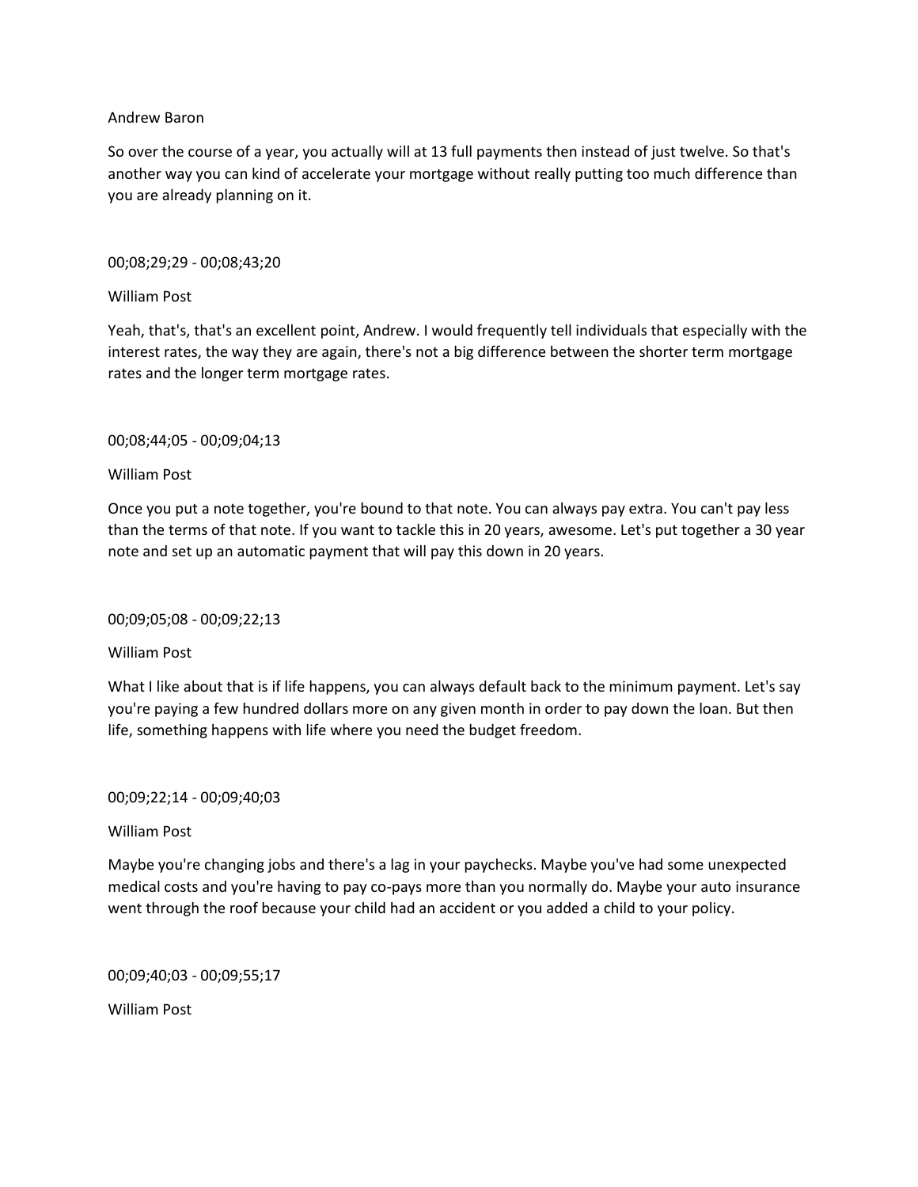Andrew Baron

So over the course of a year, you actually will at 13 full payments then instead of just twelve. So that's another way you can kind of accelerate your mortgage without really putting too much difference than you are already planning on it.

00;08;29;29 - 00;08;43;20

William Post

Yeah, that's, that's an excellent point, Andrew. I would frequently tell individuals that especially with the interest rates, the way they are again, there's not a big difference between the shorter term mortgage rates and the longer term mortgage rates.

00;08;44;05 - 00;09;04;13

William Post

Once you put a note together, you're bound to that note. You can always pay extra. You can't pay less than the terms of that note. If you want to tackle this in 20 years, awesome. Let's put together a 30 year note and set up an automatic payment that will pay this down in 20 years.

00;09;05;08 - 00;09;22;13

William Post

What I like about that is if life happens, you can always default back to the minimum payment. Let's say you're paying a few hundred dollars more on any given month in order to pay down the loan. But then life, something happens with life where you need the budget freedom.

00;09;22;14 - 00;09;40;03

William Post

Maybe you're changing jobs and there's a lag in your paychecks. Maybe you've had some unexpected medical costs and you're having to pay co-pays more than you normally do. Maybe your auto insurance went through the roof because your child had an accident or you added a child to your policy.

00;09;40;03 - 00;09;55;17

William Post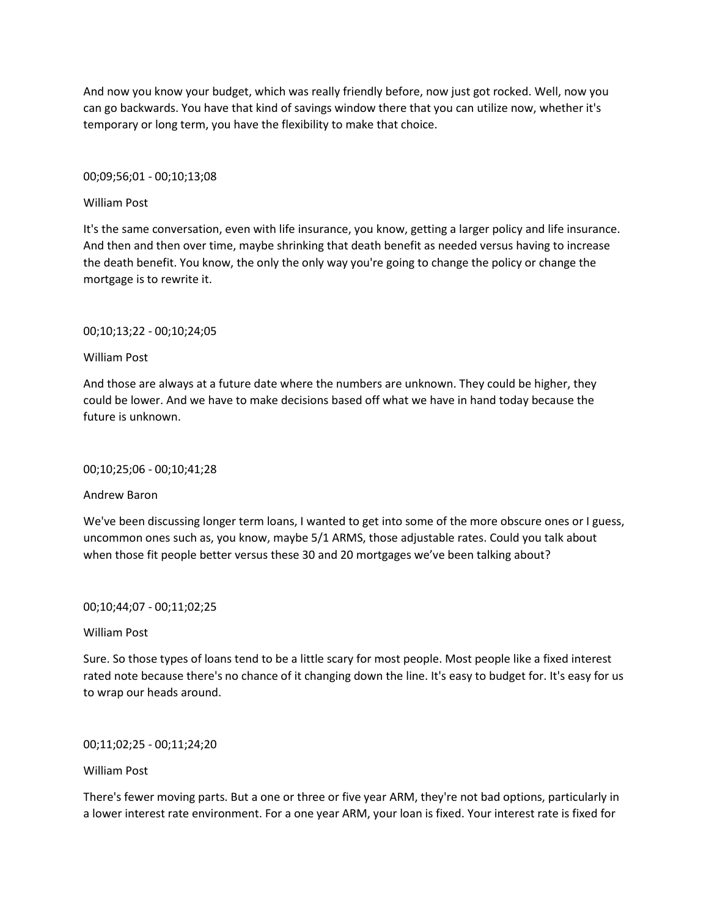And now you know your budget, which was really friendly before, now just got rocked. Well, now you can go backwards. You have that kind of savings window there that you can utilize now, whether it's temporary or long term, you have the flexibility to make that choice.

00;09;56;01 - 00;10;13;08

William Post

It's the same conversation, even with life insurance, you know, getting a larger policy and life insurance. And then and then over time, maybe shrinking that death benefit as needed versus having to increase the death benefit. You know, the only the only way you're going to change the policy or change the mortgage is to rewrite it.

00;10;13;22 - 00;10;24;05

William Post

And those are always at a future date where the numbers are unknown. They could be higher, they could be lower. And we have to make decisions based off what we have in hand today because the future is unknown.

00;10;25;06 - 00;10;41;28

Andrew Baron

We've been discussing longer term loans, I wanted to get into some of the more obscure ones or I guess, uncommon ones such as, you know, maybe 5/1 ARMS, those adjustable rates. Could you talk about when those fit people better versus these 30 and 20 mortgages we've been talking about?

00;10;44;07 - 00;11;02;25

William Post

Sure. So those types of loans tend to be a little scary for most people. Most people like a fixed interest rated note because there's no chance of it changing down the line. It's easy to budget for. It's easy for us to wrap our heads around.

00;11;02;25 - 00;11;24;20

William Post

There's fewer moving parts. But a one or three or five year ARM, they're not bad options, particularly in a lower interest rate environment. For a one year ARM, your loan is fixed. Your interest rate is fixed for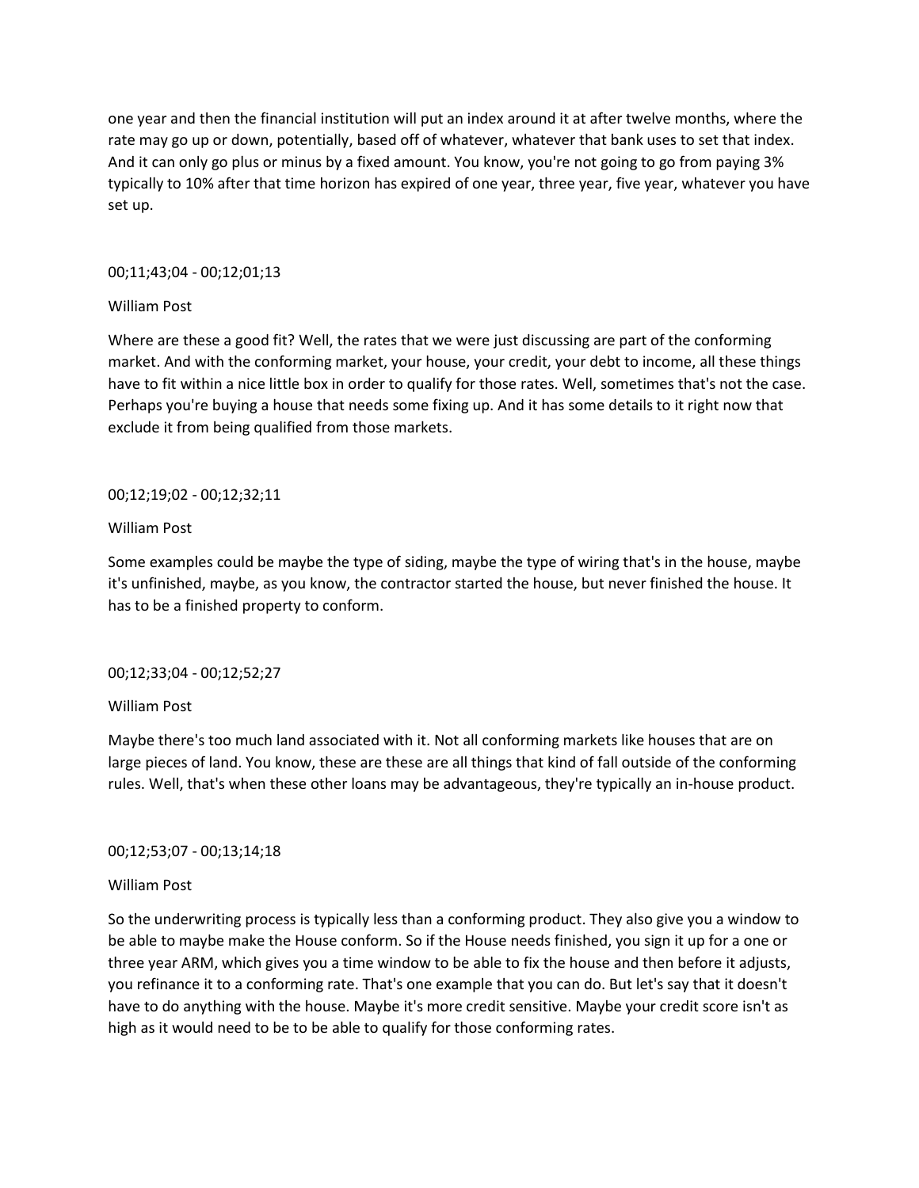one year and then the financial institution will put an index around it at after twelve months, where the rate may go up or down, potentially, based off of whatever, whatever that bank uses to set that index. And it can only go plus or minus by a fixed amount. You know, you're not going to go from paying 3% typically to 10% after that time horizon has expired of one year, three year, five year, whatever you have set up.

00;11;43;04 - 00;12;01;13

William Post

Where are these a good fit? Well, the rates that we were just discussing are part of the conforming market. And with the conforming market, your house, your credit, your debt to income, all these things have to fit within a nice little box in order to qualify for those rates. Well, sometimes that's not the case. Perhaps you're buying a house that needs some fixing up. And it has some details to it right now that exclude it from being qualified from those markets.

00;12;19;02 - 00;12;32;11

William Post

Some examples could be maybe the type of siding, maybe the type of wiring that's in the house, maybe it's unfinished, maybe, as you know, the contractor started the house, but never finished the house. It has to be a finished property to conform.

00;12;33;04 - 00;12;52;27

William Post

Maybe there's too much land associated with it. Not all conforming markets like houses that are on large pieces of land. You know, these are these are all things that kind of fall outside of the conforming rules. Well, that's when these other loans may be advantageous, they're typically an in-house product.

00;12;53;07 - 00;13;14;18

William Post

So the underwriting process is typically less than a conforming product. They also give you a window to be able to maybe make the House conform. So if the House needs finished, you sign it up for a one or three year ARM, which gives you a time window to be able to fix the house and then before it adjusts, you refinance it to a conforming rate. That's one example that you can do. But let's say that it doesn't have to do anything with the house. Maybe it's more credit sensitive. Maybe your credit score isn't as high as it would need to be to be able to qualify for those conforming rates.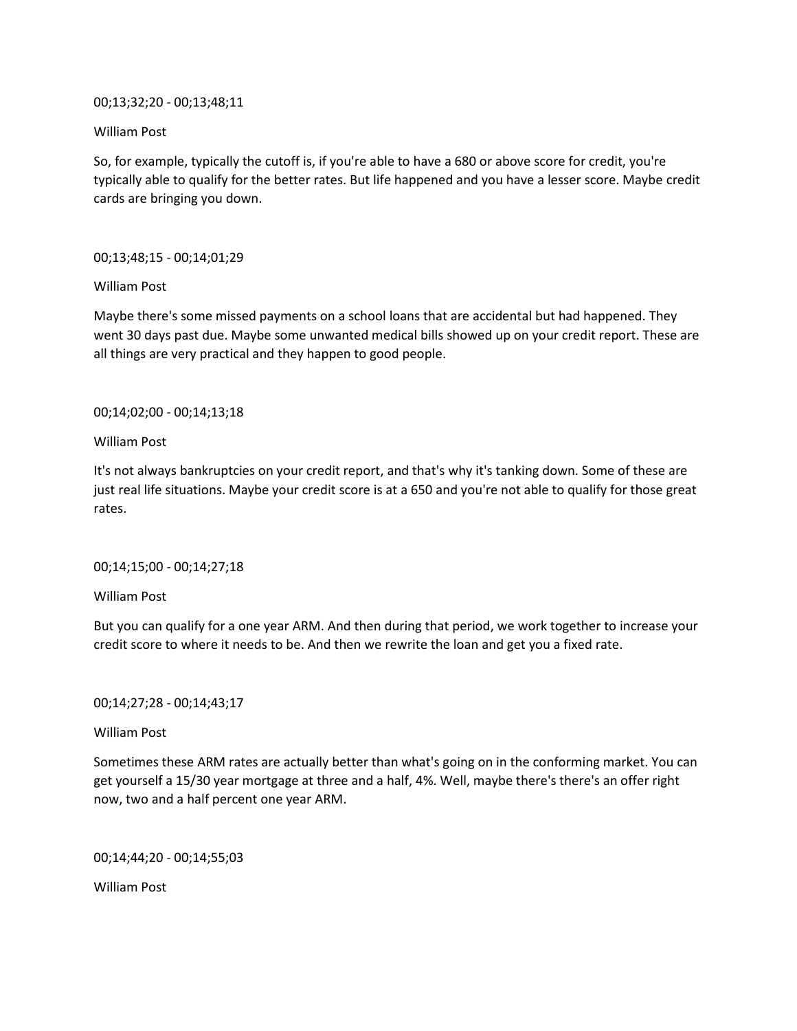00;13;32;20 - 00;13;48;11

William Post

So, for example, typically the cutoff is, if you're able to have a 680 or above score for credit, you're typically able to qualify for the better rates. But life happened and you have a lesser score. Maybe credit cards are bringing you down.

00;13;48;15 - 00;14;01;29

William Post

Maybe there's some missed payments on a school loans that are accidental but had happened. They went 30 days past due. Maybe some unwanted medical bills showed up on your credit report. These are all things are very practical and they happen to good people.

00;14;02;00 - 00;14;13;18

William Post

It's not always bankruptcies on your credit report, and that's why it's tanking down. Some of these are just real life situations. Maybe your credit score is at a 650 and you're not able to qualify for those great rates.

00;14;15;00 - 00;14;27;18

William Post

But you can qualify for a one year ARM. And then during that period, we work together to increase your credit score to where it needs to be. And then we rewrite the loan and get you a fixed rate.

00;14;27;28 - 00;14;43;17

William Post

Sometimes these ARM rates are actually better than what's going on in the conforming market. You can get yourself a 15/30 year mortgage at three and a half, 4%. Well, maybe there's there's an offer right now, two and a half percent one year ARM.

00;14;44;20 - 00;14;55;03

William Post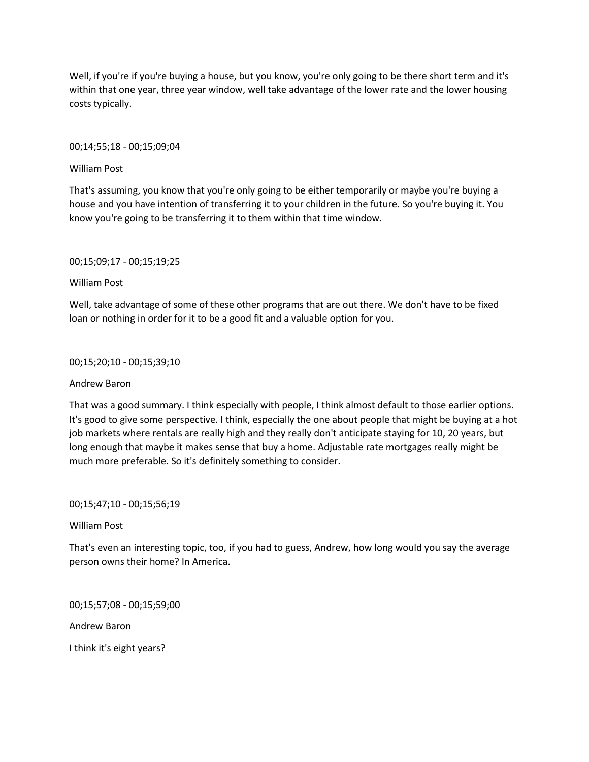Well, if you're if you're buying a house, but you know, you're only going to be there short term and it's within that one year, three year window, well take advantage of the lower rate and the lower housing costs typically.

00;14;55;18 - 00;15;09;04

William Post

That's assuming, you know that you're only going to be either temporarily or maybe you're buying a house and you have intention of transferring it to your children in the future. So you're buying it. You know you're going to be transferring it to them within that time window.

00;15;09;17 - 00;15;19;25

William Post

Well, take advantage of some of these other programs that are out there. We don't have to be fixed loan or nothing in order for it to be a good fit and a valuable option for you.

00;15;20;10 - 00;15;39;10

Andrew Baron

That was a good summary. I think especially with people, I think almost default to those earlier options. It's good to give some perspective. I think, especially the one about people that might be buying at a hot job markets where rentals are really high and they really don't anticipate staying for 10, 20 years, but long enough that maybe it makes sense that buy a home. Adjustable rate mortgages really might be much more preferable. So it's definitely something to consider.

00;15;47;10 - 00;15;56;19

William Post

That's even an interesting topic, too, if you had to guess, Andrew, how long would you say the average person owns their home? In America.

00;15;57;08 - 00;15;59;00

Andrew Baron

I think it's eight years?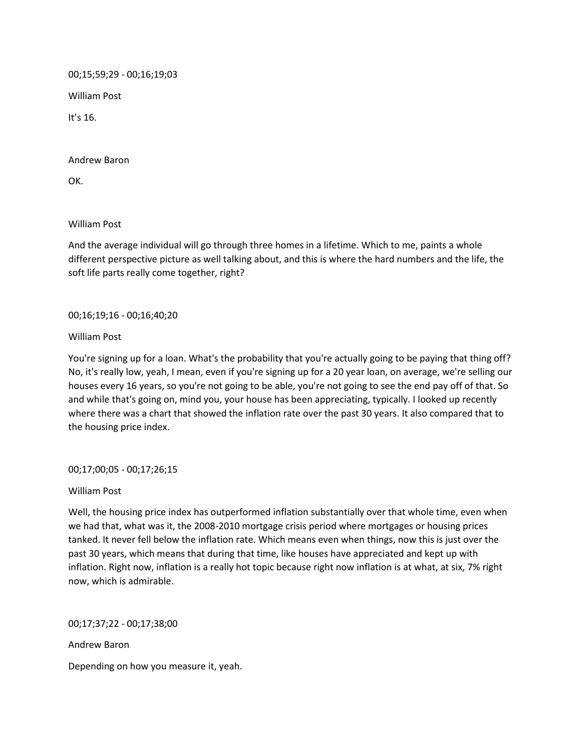00;15;59;29 - 00;16;19;03

William Post

It's 16.

Andrew Baron

OK.

William Post

And the average individual will go through three homes in a lifetime. Which to me, paints a whole different perspective picture as well talking about, and this is where the hard numbers and the life, the soft life parts really come together, right?

00;16;19;16 - 00;16;40;20

William Post

You're signing up for a loan. What's the probability that you're actually going to be paying that thing off? No, it's really low, yeah, I mean, even if you're signing up for a 20 year loan, on average, we're selling our houses every 16 years, so you're not going to be able, you're not going to see the end pay off of that. So and while that's going on, mind you, your house has been appreciating, typically. I looked up recently where there was a chart that showed the inflation rate over the past 30 years. It also compared that to the housing price index.

00;17;00;05 - 00;17;26;15

William Post

Well, the housing price index has outperformed inflation substantially over that whole time, even when we had that, what was it, the 2008-2010 mortgage crisis period where mortgages or housing prices tanked. It never fell below the inflation rate. Which means even when things, now this is just over the past 30 years, which means that during that time, like houses have appreciated and kept up with inflation. Right now, inflation is a really hot topic because right now inflation is at what, at six, 7% right now, which is admirable.

00;17;37;22 - 00;17;38;00

Andrew Baron

Depending on how you measure it, yeah.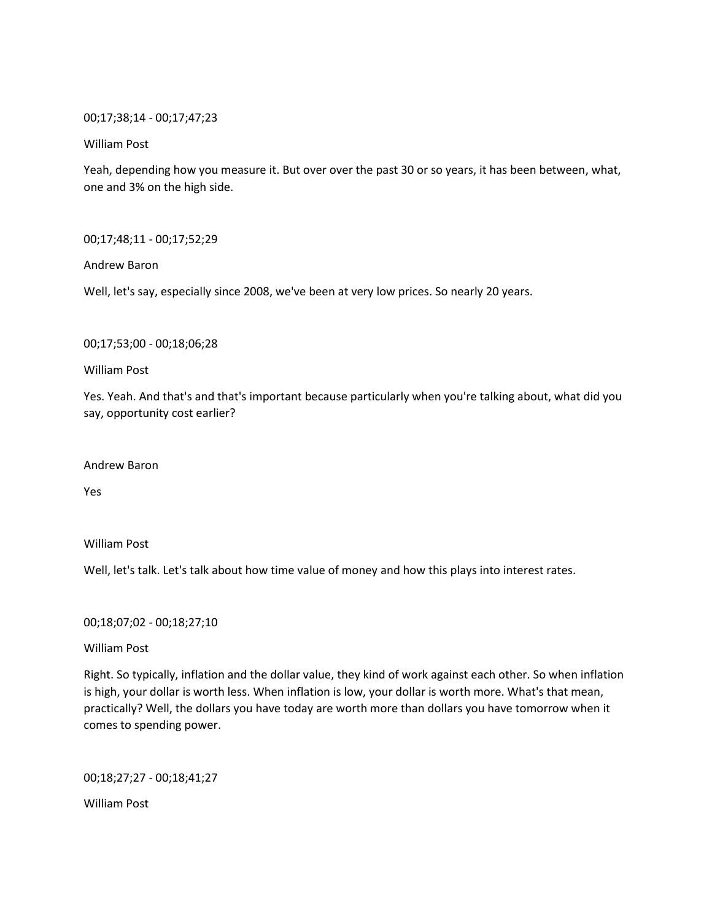00;17;38;14 - 00;17;47;23

William Post

Yeah, depending how you measure it. But over over the past 30 or so years, it has been between, what, one and 3% on the high side.

00;17;48;11 - 00;17;52;29

Andrew Baron

Well, let's say, especially since 2008, we've been at very low prices. So nearly 20 years.

00;17;53;00 - 00;18;06;28

William Post

Yes. Yeah. And that's and that's important because particularly when you're talking about, what did you say, opportunity cost earlier?

Andrew Baron

Yes

William Post

Well, let's talk. Let's talk about how time value of money and how this plays into interest rates.

00;18;07;02 - 00;18;27;10

William Post

Right. So typically, inflation and the dollar value, they kind of work against each other. So when inflation is high, your dollar is worth less. When inflation is low, your dollar is worth more. What's that mean, practically? Well, the dollars you have today are worth more than dollars you have tomorrow when it comes to spending power.

00;18;27;27 - 00;18;41;27

William Post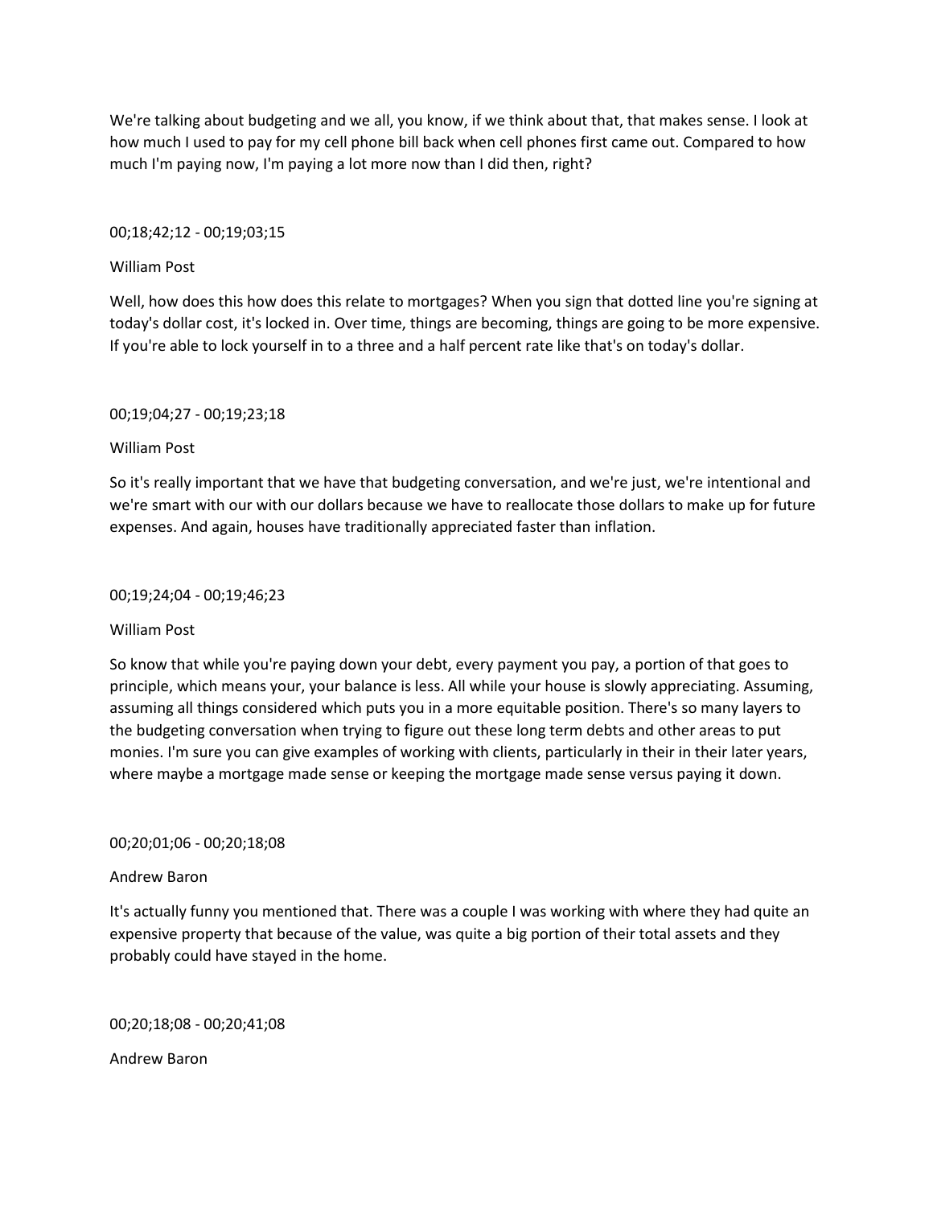We're talking about budgeting and we all, you know, if we think about that, that makes sense. I look at how much I used to pay for my cell phone bill back when cell phones first came out. Compared to how much I'm paying now, I'm paying a lot more now than I did then, right?

00;18;42;12 - 00;19;03;15

William Post

Well, how does this how does this relate to mortgages? When you sign that dotted line you're signing at today's dollar cost, it's locked in. Over time, things are becoming, things are going to be more expensive. If you're able to lock yourself in to a three and a half percent rate like that's on today's dollar.

00;19;04;27 - 00;19;23;18

William Post

So it's really important that we have that budgeting conversation, and we're just, we're intentional and we're smart with our with our dollars because we have to reallocate those dollars to make up for future expenses. And again, houses have traditionally appreciated faster than inflation.

00;19;24;04 - 00;19;46;23

William Post

So know that while you're paying down your debt, every payment you pay, a portion of that goes to principle, which means your, your balance is less. All while your house is slowly appreciating. Assuming, assuming all things considered which puts you in a more equitable position. There's so many layers to the budgeting conversation when trying to figure out these long term debts and other areas to put monies. I'm sure you can give examples of working with clients, particularly in their in their later years, where maybe a mortgage made sense or keeping the mortgage made sense versus paying it down.

00;20;01;06 - 00;20;18;08

Andrew Baron

It's actually funny you mentioned that. There was a couple I was working with where they had quite an expensive property that because of the value, was quite a big portion of their total assets and they probably could have stayed in the home.

00;20;18;08 - 00;20;41;08

Andrew Baron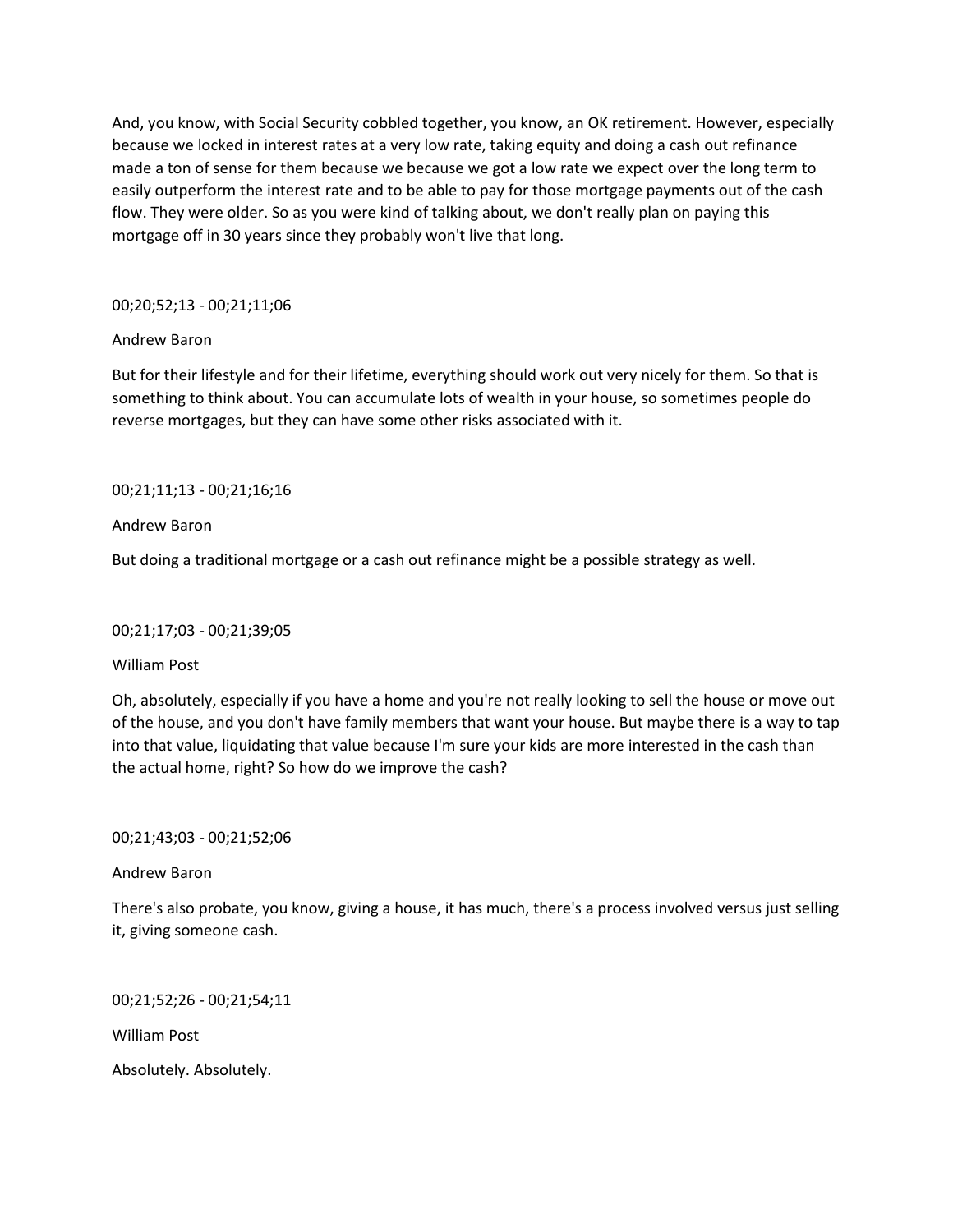And, you know, with Social Security cobbled together, you know, an OK retirement. However, especially because we locked in interest rates at a very low rate, taking equity and doing a cash out refinance made a ton of sense for them because we because we got a low rate we expect over the long term to easily outperform the interest rate and to be able to pay for those mortgage payments out of the cash flow. They were older. So as you were kind of talking about, we don't really plan on paying this mortgage off in 30 years since they probably won't live that long.

00;20;52;13 - 00;21;11;06

Andrew Baron

But for their lifestyle and for their lifetime, everything should work out very nicely for them. So that is something to think about. You can accumulate lots of wealth in your house, so sometimes people do reverse mortgages, but they can have some other risks associated with it.

00;21;11;13 - 00;21;16;16

Andrew Baron

But doing a traditional mortgage or a cash out refinance might be a possible strategy as well.

00;21;17;03 - 00;21;39;05

William Post

Oh, absolutely, especially if you have a home and you're not really looking to sell the house or move out of the house, and you don't have family members that want your house. But maybe there is a way to tap into that value, liquidating that value because I'm sure your kids are more interested in the cash than the actual home, right? So how do we improve the cash?

00;21;43;03 - 00;21;52;06

Andrew Baron

There's also probate, you know, giving a house, it has much, there's a process involved versus just selling it, giving someone cash.

00;21;52;26 - 00;21;54;11

William Post

Absolutely. Absolutely.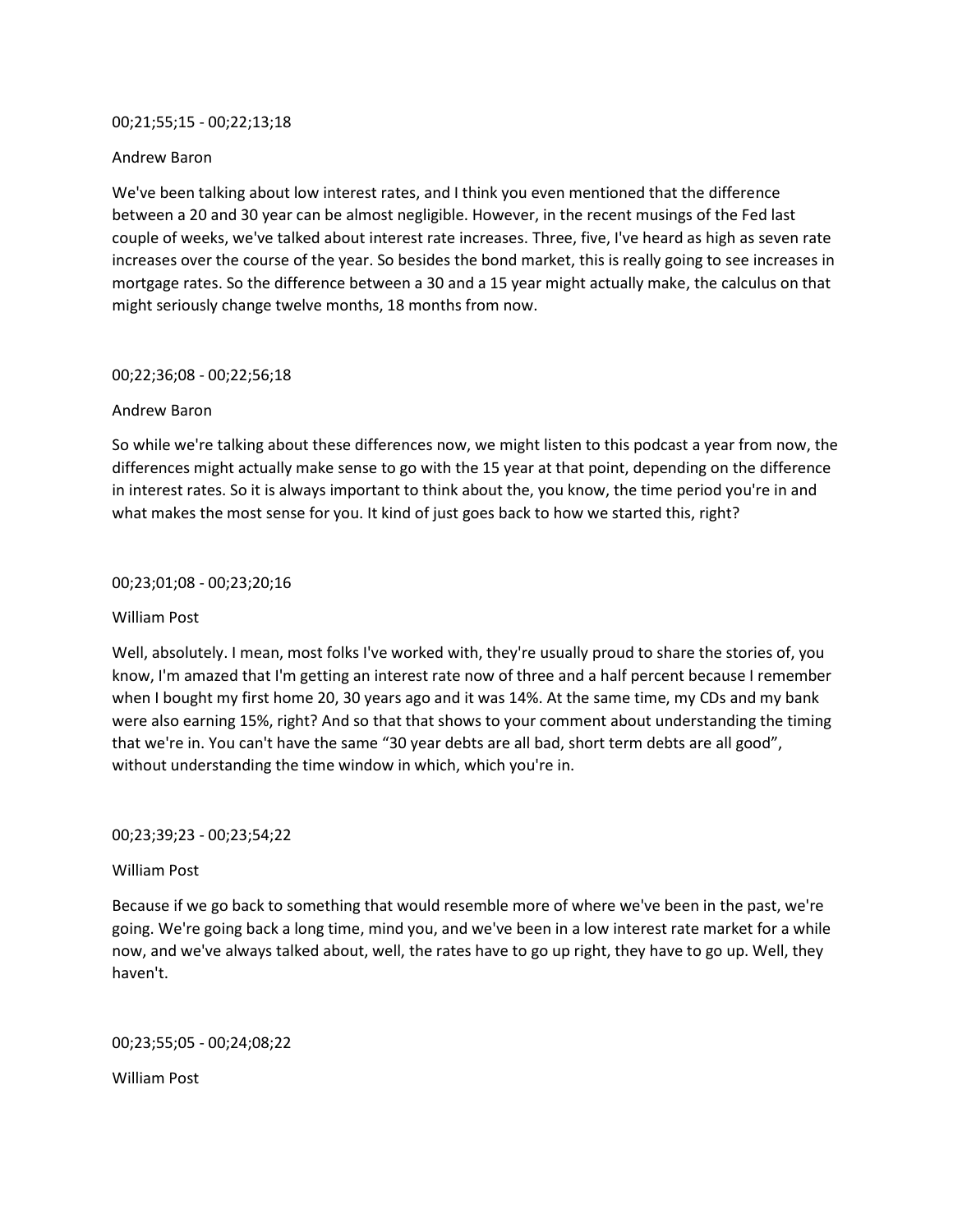00;21;55;15 - 00;22;13;18

Andrew Baron

We've been talking about low interest rates, and I think you even mentioned that the difference between a 20 and 30 year can be almost negligible. However, in the recent musings of the Fed last couple of weeks, we've talked about interest rate increases. Three, five, I've heard as high as seven rate increases over the course of the year. So besides the bond market, this is really going to see increases in mortgage rates. So the difference between a 30 and a 15 year might actually make, the calculus on that might seriously change twelve months, 18 months from now.

00;22;36;08 - 00;22;56;18

Andrew Baron

So while we're talking about these differences now, we might listen to this podcast a year from now, the differences might actually make sense to go with the 15 year at that point, depending on the difference in interest rates. So it is always important to think about the, you know, the time period you're in and what makes the most sense for you. It kind of just goes back to how we started this, right?

00;23;01;08 - 00;23;20;16

William Post

Well, absolutely. I mean, most folks I've worked with, they're usually proud to share the stories of, you know, I'm amazed that I'm getting an interest rate now of three and a half percent because I remember when I bought my first home 20, 30 years ago and it was 14%. At the same time, my CDs and my bank were also earning 15%, right? And so that that shows to your comment about understanding the timing that we're in. You can't have the same "30 year debts are all bad, short term debts are all good", without understanding the time window in which, which you're in.

00;23;39;23 - 00;23;54;22

William Post

Because if we go back to something that would resemble more of where we've been in the past, we're going. We're going back a long time, mind you, and we've been in a low interest rate market for a while now, and we've always talked about, well, the rates have to go up right, they have to go up. Well, they haven't.

00;23;55;05 - 00;24;08;22

William Post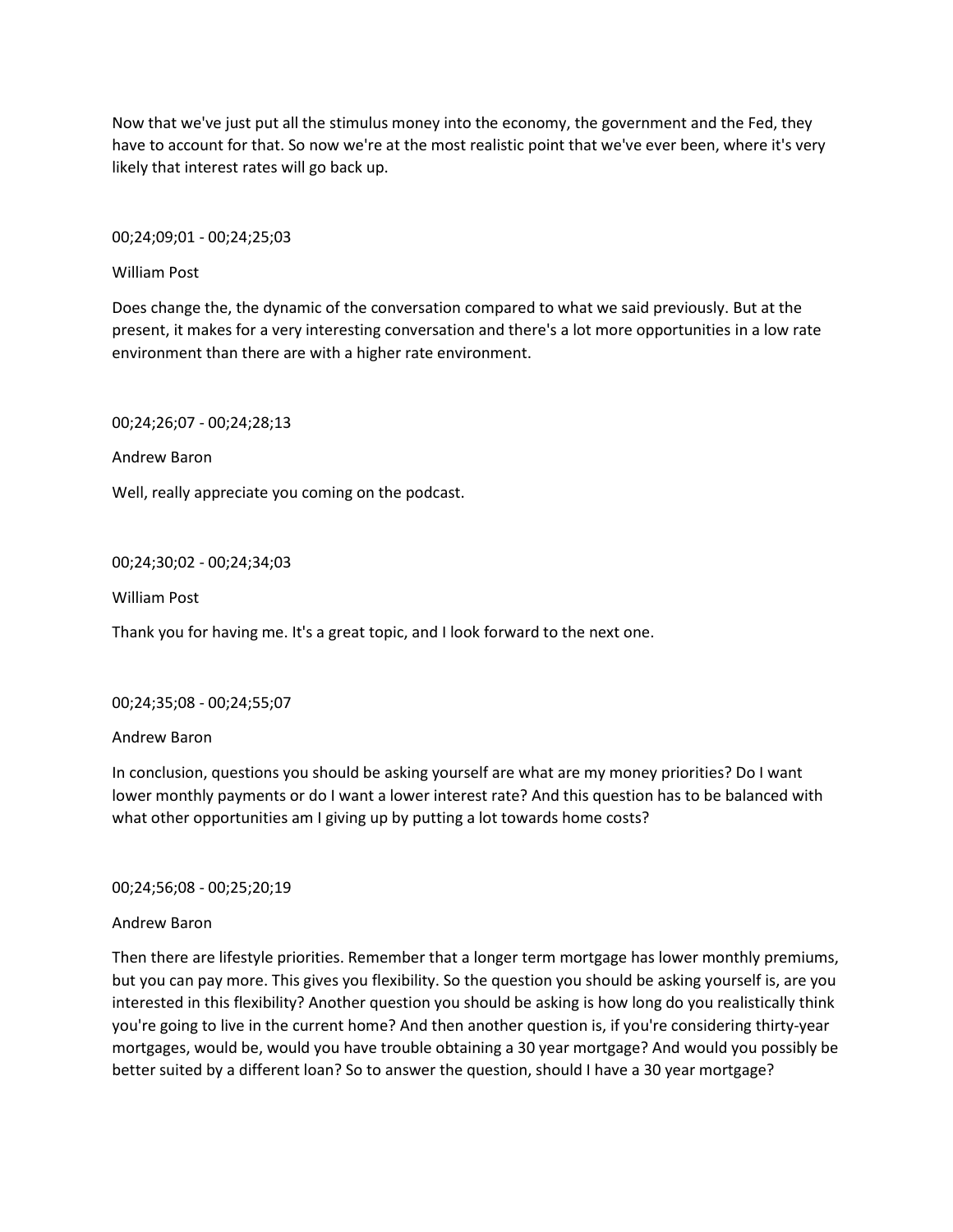Now that we've just put all the stimulus money into the economy, the government and the Fed, they have to account for that. So now we're at the most realistic point that we've ever been, where it's very likely that interest rates will go back up.

00;24;09;01 - 00;24;25;03

William Post

Does change the, the dynamic of the conversation compared to what we said previously. But at the present, it makes for a very interesting conversation and there's a lot more opportunities in a low rate environment than there are with a higher rate environment.

00;24;26;07 - 00;24;28;13

Andrew Baron

Well, really appreciate you coming on the podcast.

00;24;30;02 - 00;24;34;03

William Post

Thank you for having me. It's a great topic, and I look forward to the next one.

00;24;35;08 - 00;24;55;07

Andrew Baron

In conclusion, questions you should be asking yourself are what are my money priorities? Do I want lower monthly payments or do I want a lower interest rate? And this question has to be balanced with what other opportunities am I giving up by putting a lot towards home costs?

00;24;56;08 - 00;25;20;19

Andrew Baron

Then there are lifestyle priorities. Remember that a longer term mortgage has lower monthly premiums, but you can pay more. This gives you flexibility. So the question you should be asking yourself is, are you interested in this flexibility? Another question you should be asking is how long do you realistically think you're going to live in the current home? And then another question is, if you're considering thirty-year mortgages, would be, would you have trouble obtaining a 30 year mortgage? And would you possibly be better suited by a different loan? So to answer the question, should I have a 30 year mortgage?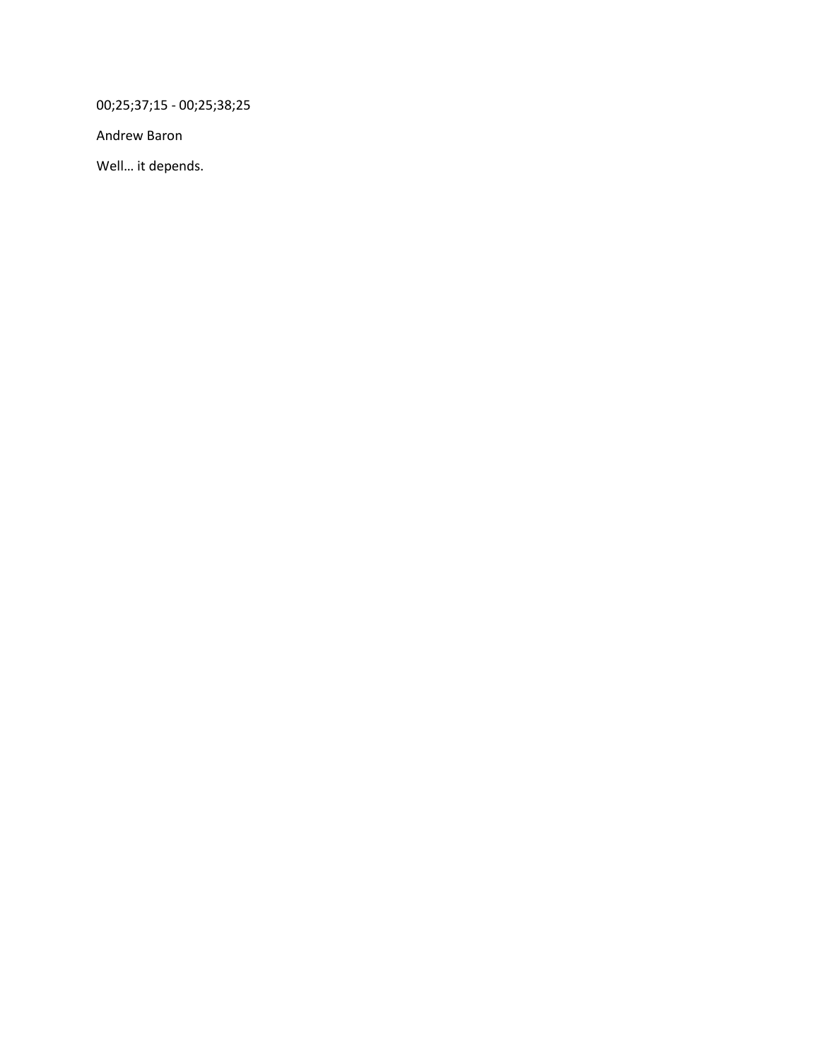00;25;37;15 - 00;25;38;25

Andrew Baron

Well… it depends.